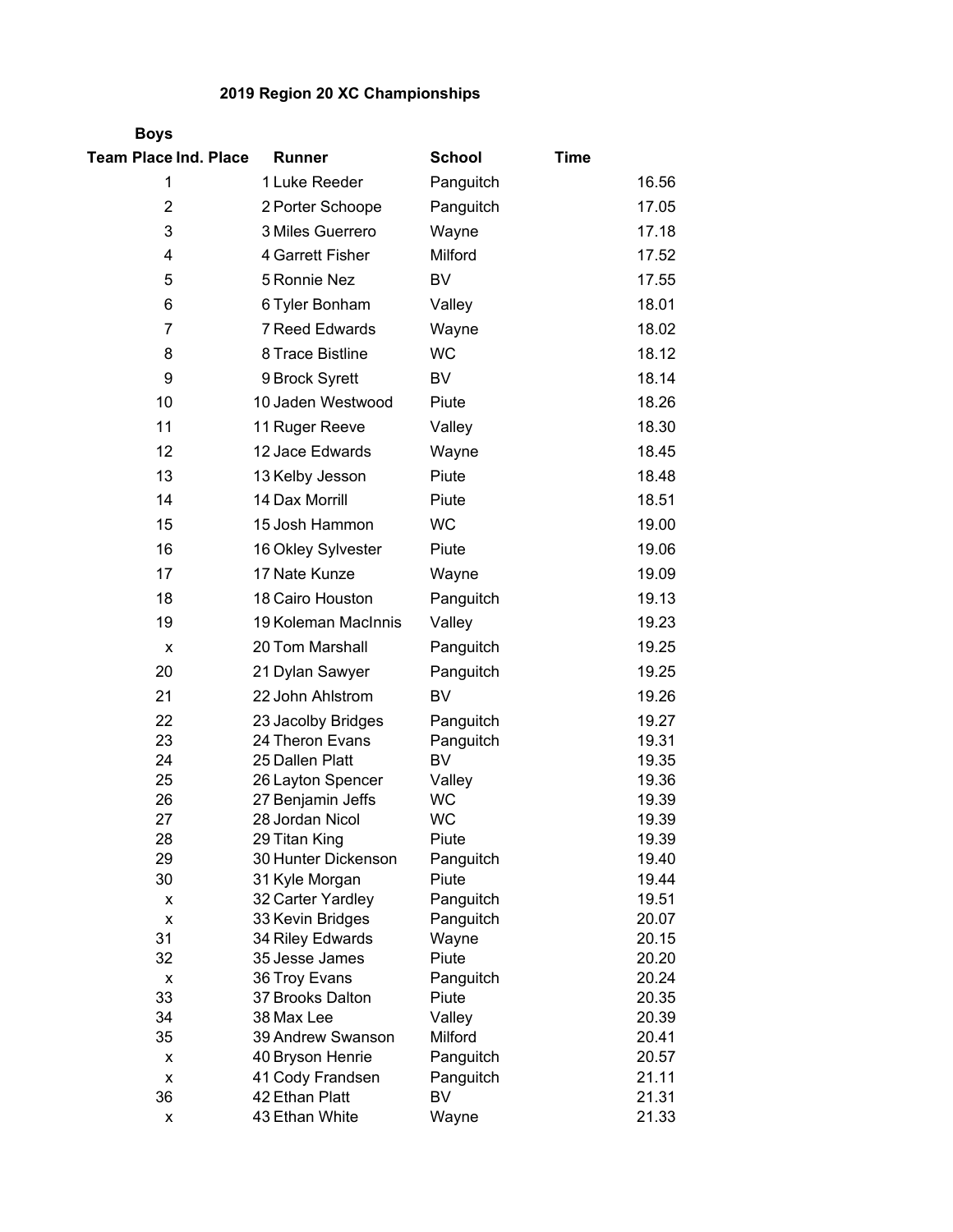## 2019 Region 20 XC Championships

### Boys

| Team Place | Ind. Place | Runner | School | Time |
|---|---|---|---|---|
| 1 | 1 | Luke Reeder | Panguitch | 16.56 |
| 2 | 2 | Porter Schoope | Panguitch | 17.05 |
| 3 | 3 | Miles Guerrero | Wayne | 17.18 |
| 4 | 4 | Garrett Fisher | Milford | 17.52 |
| 5 | 5 | Ronnie Nez | BV | 17.55 |
| 6 | 6 | Tyler Bonham | Valley | 18.01 |
| 7 | 7 | Reed Edwards | Wayne | 18.02 |
| 8 | 8 | Trace Bistline | WC | 18.12 |
| 9 | 9 | Brock Syrett | BV | 18.14 |
| 10 | 10 | Jaden Westwood | Piute | 18.26 |
| 11 | 11 | Ruger Reeve | Valley | 18.30 |
| 12 | 12 | Jace Edwards | Wayne | 18.45 |
| 13 | 13 | Kelby Jesson | Piute | 18.48 |
| 14 | 14 | Dax Morrill | Piute | 18.51 |
| 15 | 15 | Josh Hammon | WC | 19.00 |
| 16 | 16 | Okley Sylvester | Piute | 19.06 |
| 17 | 17 | Nate Kunze | Wayne | 19.09 |
| 18 | 18 | Cairo Houston | Panguitch | 19.13 |
| 19 | 19 | Koleman MacInnis | Valley | 19.23 |
| x | 20 | Tom Marshall | Panguitch | 19.25 |
| 20 | 21 | Dylan Sawyer | Panguitch | 19.25 |
| 21 | 22 | John Ahlstrom | BV | 19.26 |
| 22 | 23 | Jacolby Bridges | Panguitch | 19.27 |
| 23 | 24 | Theron Evans | Panguitch | 19.31 |
| 24 | 25 | Dallen Platt | BV | 19.35 |
| 25 | 26 | Layton Spencer | Valley | 19.36 |
| 26 | 27 | Benjamin Jeffs | WC | 19.39 |
| 27 | 28 | Jordan Nicol | WC | 19.39 |
| 28 | 29 | Titan King | Piute | 19.39 |
| 29 | 30 | Hunter Dickenson | Panguitch | 19.40 |
| 30 | 31 | Kyle Morgan | Piute | 19.44 |
| x | 32 | Carter Yardley | Panguitch | 19.51 |
| x | 33 | Kevin Bridges | Panguitch | 20.07 |
| 31 | 34 | Riley Edwards | Wayne | 20.15 |
| 32 | 35 | Jesse James | Piute | 20.20 |
| x | 36 | Troy Evans | Panguitch | 20.24 |
| 33 | 37 | Brooks Dalton | Piute | 20.35 |
| 34 | 38 | Max Lee | Valley | 20.39 |
| 35 | 39 | Andrew Swanson | Milford | 20.41 |
| x | 40 | Bryson Henrie | Panguitch | 20.57 |
| x | 41 | Cody Frandsen | Panguitch | 21.11 |
| 36 | 42 | Ethan Platt | BV | 21.31 |
| x | 43 | Ethan White | Wayne | 21.33 |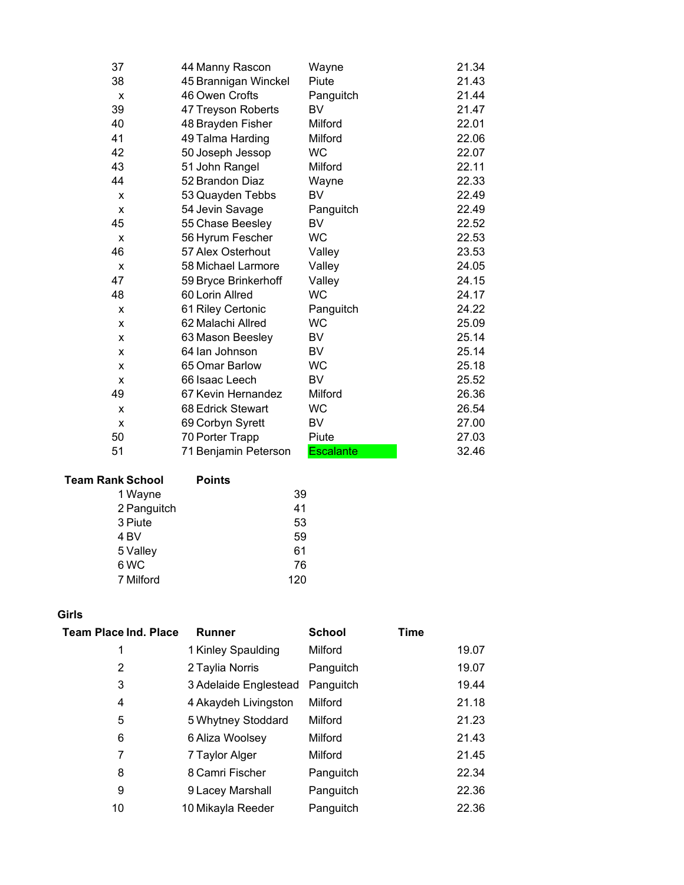| | | | |
|---|---|---|---|
| 37 | 44 Manny Rascon | Wayne | 21.34 |
| 38 | 45 Brannigan Winckel | Piute | 21.43 |
| x | 46 Owen Crofts | Panguitch | 21.44 |
| 39 | 47 Treyson Roberts | BV | 21.47 |
| 40 | 48 Brayden Fisher | Milford | 22.01 |
| 41 | 49 Talma Harding | Milford | 22.06 |
| 42 | 50 Joseph Jessop | WC | 22.07 |
| 43 | 51 John Rangel | Milford | 22.11 |
| 44 | 52 Brandon Diaz | Wayne | 22.33 |
| x | 53 Quayden Tebbs | BV | 22.49 |
| x | 54 Jevin Savage | Panguitch | 22.49 |
| 45 | 55 Chase Beesley | BV | 22.52 |
| x | 56 Hyrum Fescher | WC | 22.53 |
| 46 | 57 Alex Osterhout | Valley | 23.53 |
| x | 58 Michael Larmore | Valley | 24.05 |
| 47 | 59 Bryce Brinkerhoff | Valley | 24.15 |
| 48 | 60 Lorin Allred | WC | 24.17 |
| x | 61 Riley Certonic | Panguitch | 24.22 |
| x | 62 Malachi Allred | WC | 25.09 |
| x | 63 Mason Beesley | BV | 25.14 |
| x | 64 Ian Johnson | BV | 25.14 |
| x | 65 Omar Barlow | WC | 25.18 |
| x | 66 Isaac Leech | BV | 25.52 |
| 49 | 67 Kevin Hernandez | Milford | 26.36 |
| x | 68 Edrick Stewart | WC | 26.54 |
| x | 69 Corbyn Syrett | BV | 27.00 |
| 50 | 70 Porter Trapp | Piute | 27.03 |
| 51 | 71 Benjamin Peterson | Escalante | 32.46 |

| Team Rank | School | Points |
|---|---|---|
| 1 | Wayne | 39 |
| 2 | Panguitch | 41 |
| 3 | Piute | 53 |
| 4 | BV | 59 |
| 5 | Valley | 61 |
| 6 | WC | 76 |
| 7 | Milford | 120 |

**Girls**

| Team Place | Ind. Place | Runner | School | Time |
|---|---|---|---|---|
| 1 | 1 | Kinley Spaulding | Milford | 19.07 |
| 2 | 2 | Taylia Norris | Panguitch | 19.07 |
| 3 | 3 | Adelaide Englestead | Panguitch | 19.44 |
| 4 | 4 | Akaydeh Livingston | Milford | 21.18 |
| 5 | 5 | Whytney Stoddard | Milford | 21.23 |
| 6 | 6 | Aliza Woolsey | Milford | 21.43 |
| 7 | 7 | Taylor Alger | Milford | 21.45 |
| 8 | 8 | Camri Fischer | Panguitch | 22.34 |
| 9 | 9 | Lacey Marshall | Panguitch | 22.36 |
| 10 | 10 | Mikayla Reeder | Panguitch | 22.36 |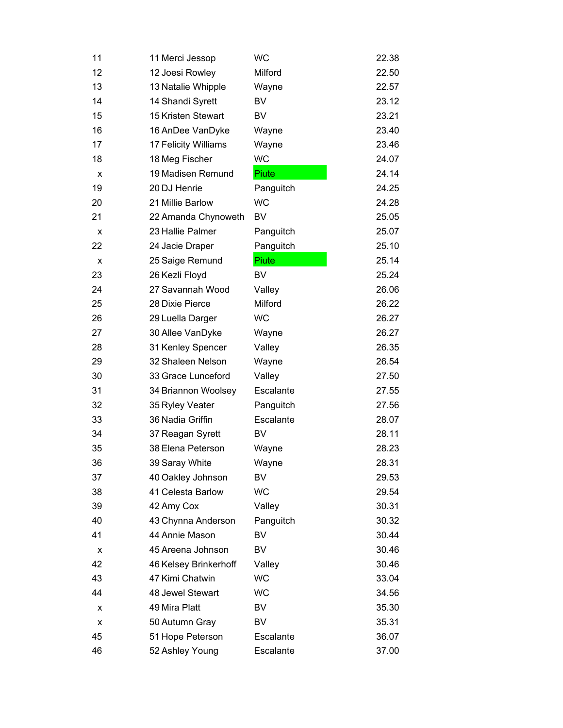| | | | |
|---|---|---|---|
| 11 | 11 Merci Jessop | WC | 22.38 |
| 12 | 12 Joesi Rowley | Milford | 22.50 |
| 13 | 13 Natalie Whipple | Wayne | 22.57 |
| 14 | 14 Shandi Syrett | BV | 23.12 |
| 15 | 15 Kristen Stewart | BV | 23.21 |
| 16 | 16 AnDee VanDyke | Wayne | 23.40 |
| 17 | 17 Felicity Williams | Wayne | 23.46 |
| 18 | 18 Meg Fischer | WC | 24.07 |
| x | 19 Madisen Remund | Piute | 24.14 |
| 19 | 20 DJ Henrie | Panguitch | 24.25 |
| 20 | 21 Millie Barlow | WC | 24.28 |
| 21 | 22 Amanda Chynoweth | BV | 25.05 |
| x | 23 Hallie Palmer | Panguitch | 25.07 |
| 22 | 24 Jacie Draper | Panguitch | 25.10 |
| x | 25 Saige Remund | Piute | 25.14 |
| 23 | 26 Kezli Floyd | BV | 25.24 |
| 24 | 27 Savannah Wood | Valley | 26.06 |
| 25 | 28 Dixie Pierce | Milford | 26.22 |
| 26 | 29 Luella Darger | WC | 26.27 |
| 27 | 30 Allee VanDyke | Wayne | 26.27 |
| 28 | 31 Kenley Spencer | Valley | 26.35 |
| 29 | 32 Shaleen Nelson | Wayne | 26.54 |
| 30 | 33 Grace Lunceford | Valley | 27.50 |
| 31 | 34 Briannon Woolsey | Escalante | 27.55 |
| 32 | 35 Ryley Veater | Panguitch | 27.56 |
| 33 | 36 Nadia Griffin | Escalante | 28.07 |
| 34 | 37 Reagan Syrett | BV | 28.11 |
| 35 | 38 Elena Peterson | Wayne | 28.23 |
| 36 | 39 Saray White | Wayne | 28.31 |
| 37 | 40 Oakley Johnson | BV | 29.53 |
| 38 | 41 Celesta Barlow | WC | 29.54 |
| 39 | 42 Amy Cox | Valley | 30.31 |
| 40 | 43 Chynna Anderson | Panguitch | 30.32 |
| 41 | 44 Annie Mason | BV | 30.44 |
| x | 45 Areena Johnson | BV | 30.46 |
| 42 | 46 Kelsey Brinkerhoff | Valley | 30.46 |
| 43 | 47 Kimi Chatwin | WC | 33.04 |
| 44 | 48 Jewel Stewart | WC | 34.56 |
| x | 49 Mira Platt | BV | 35.30 |
| x | 50 Autumn Gray | BV | 35.31 |
| 45 | 51 Hope Peterson | Escalante | 36.07 |
| 46 | 52 Ashley Young | Escalante | 37.00 |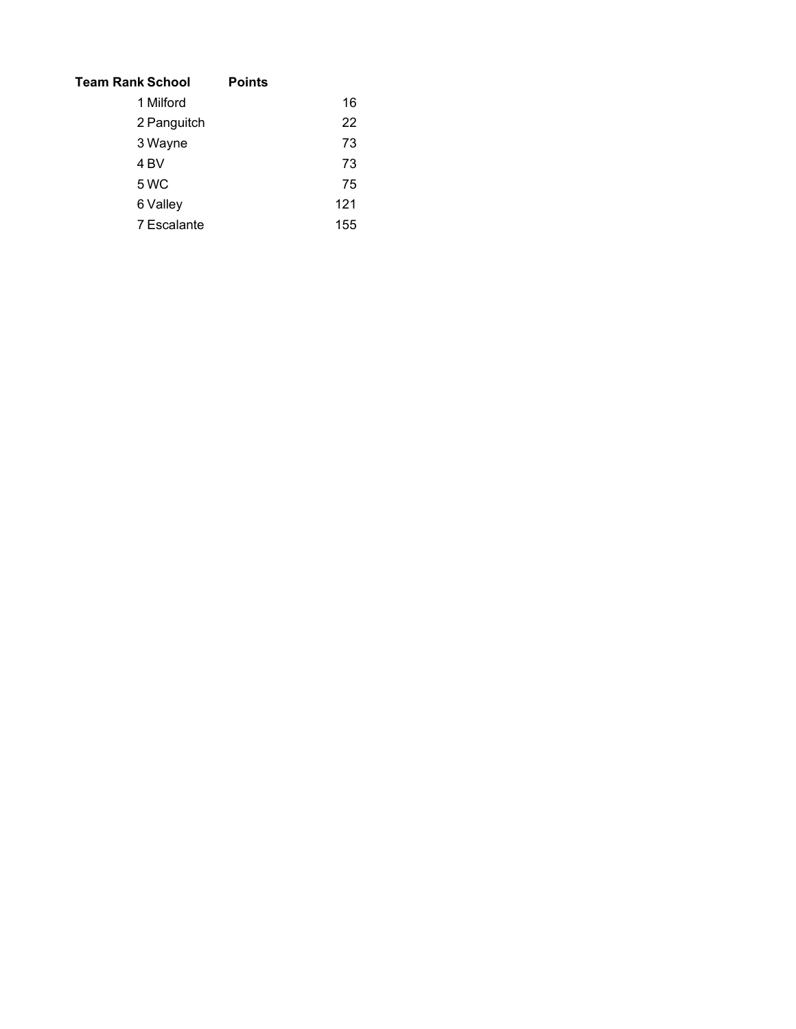| Team Rank | School | Points |
|---|---|---|
| 1 | Milford | 16 |
| 2 | Panguitch | 22 |
| 3 | Wayne | 73 |
| 4 | BV | 73 |
| 5 | WC | 75 |
| 6 | Valley | 121 |
| 7 | Escalante | 155 |